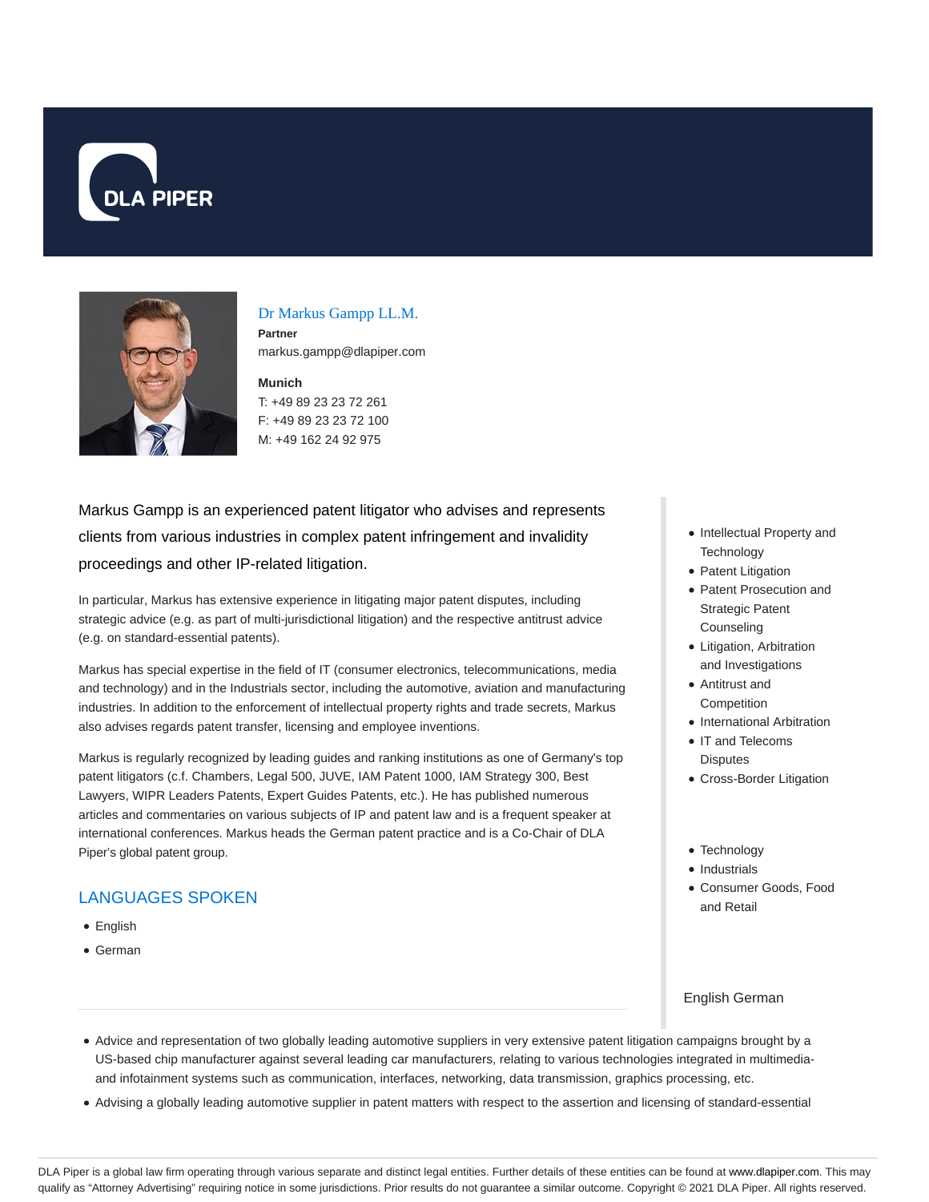DLA PIPER

## Dr Markus Gampp LL.M.

**Partner**
markus.gampp@dlapiper.com

**Munich**
T: +49 89 23 23 72 261
F: +49 89 23 23 72 100
M: +49 162 24 92 975

Markus Gampp is an experienced patent litigator who advises and represents clients from various industries in complex patent infringement and invalidity proceedings and other IP-related litigation.

In particular, Markus has extensive experience in litigating major patent disputes, including strategic advice (e.g. as part of multi-jurisdictional litigation) and the respective antitrust advice (e.g. on standard-essential patents).

Markus has special expertise in the field of IT (consumer electronics, telecommunications, media and technology) and in the Industrials sector, including the automotive, aviation and manufacturing industries. In addition to the enforcement of intellectual property rights and trade secrets, Markus also advises regards patent transfer, licensing and employee inventions.

Markus is regularly recognized by leading guides and ranking institutions as one of Germany's top patent litigators (c.f. Chambers, Legal 500, JUVE, IAM Patent 1000, IAM Strategy 300, Best Lawyers, WIPR Leaders Patents, Expert Guides Patents, etc.). He has published numerous articles and commentaries on various subjects of IP and patent law and is a frequent speaker at international conferences. Markus heads the German patent practice and is a Co-Chair of DLA Piper's global patent group.

## LANGUAGES SPOKEN

- English
- German

- Intellectual Property and Technology
- Patent Litigation
- Patent Prosecution and Strategic Patent Counseling
- Litigation, Arbitration and Investigations
- Antitrust and Competition
- International Arbitration
- IT and Telecoms Disputes
- Cross-Border Litigation

- Technology
- Industrials
- Consumer Goods, Food and Retail

English German

- Advice and representation of two globally leading automotive suppliers in very extensive patent litigation campaigns brought by a US-based chip manufacturer against several leading car manufacturers, relating to various technologies integrated in multimedia- and infotainment systems such as communication, interfaces, networking, data transmission, graphics processing, etc.
- Advising a globally leading automotive supplier in patent matters with respect to the assertion and licensing of standard-essential

DLA Piper is a global law firm operating through various separate and distinct legal entities. Further details of these entities can be found at www.dlapiper.com. This may qualify as "Attorney Advertising" requiring notice in some jurisdictions. Prior results do not guarantee a similar outcome. Copyright © 2021 DLA Piper. All rights reserved.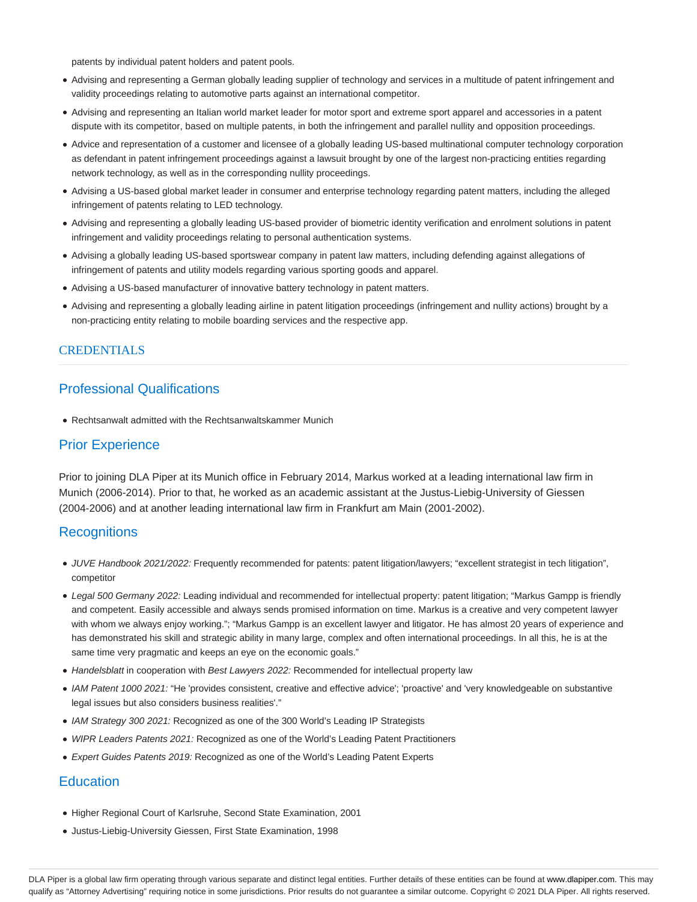patents by individual patent holders and patent pools.

- Advising and representing a German globally leading supplier of technology and services in a multitude of patent infringement and validity proceedings relating to automotive parts against an international competitor.
- Advising and representing an Italian world market leader for motor sport and extreme sport apparel and accessories in a patent dispute with its competitor, based on multiple patents, in both the infringement and parallel nullity and opposition proceedings.
- Advice and representation of a customer and licensee of a globally leading US-based multinational computer technology corporation as defendant in patent infringement proceedings against a lawsuit brought by one of the largest non-practicing entities regarding network technology, as well as in the corresponding nullity proceedings.
- Advising a US-based global market leader in consumer and enterprise technology regarding patent matters, including the alleged infringement of patents relating to LED technology.
- Advising and representing a globally leading US-based provider of biometric identity verification and enrolment solutions in patent infringement and validity proceedings relating to personal authentication systems.
- Advising a globally leading US-based sportswear company in patent law matters, including defending against allegations of infringement of patents and utility models regarding various sporting goods and apparel.
- Advising a US-based manufacturer of innovative battery technology in patent matters.
- Advising and representing a globally leading airline in patent litigation proceedings (infringement and nullity actions) brought by a non-practicing entity relating to mobile boarding services and the respective app.

## CREDENTIALS

### Professional Qualifications

- Rechtsanwalt admitted with the Rechtsanwaltskammer Munich

### Prior Experience

Prior to joining DLA Piper at its Munich office in February 2014, Markus worked at a leading international law firm in Munich (2006-2014). Prior to that, he worked as an academic assistant at the Justus-Liebig-University of Giessen (2004-2006) and at another leading international law firm in Frankfurt am Main (2001-2002).

### Recognitions

- *JUVE Handbook 2021/2022:* Frequently recommended for patents: patent litigation/lawyers; “excellent strategist in tech litigation”, competitor
- *Legal 500 Germany 2022:* Leading individual and recommended for intellectual property: patent litigation; “Markus Gampp is friendly and competent. Easily accessible and always sends promised information on time. Markus is a creative and very competent lawyer with whom we always enjoy working.”; “Markus Gampp is an excellent lawyer and litigator. He has almost 20 years of experience and has demonstrated his skill and strategic ability in many large, complex and often international proceedings. In all this, he is at the same time very pragmatic and keeps an eye on the economic goals.”
- *Handelsblatt* in cooperation with *Best Lawyers 2022:* Recommended for intellectual property law
- *IAM Patent 1000 2021:* “He 'provides consistent, creative and effective advice'; 'proactive' and 'very knowledgeable on substantive legal issues but also considers business realities'.”
- *IAM Strategy 300 2021:* Recognized as one of the 300 World’s Leading IP Strategists
- *WIPR Leaders Patents 2021:* Recognized as one of the World’s Leading Patent Practitioners
- *Expert Guides Patents 2019:* Recognized as one of the World’s Leading Patent Experts

### Education

- Higher Regional Court of Karlsruhe, Second State Examination, 2001
- Justus-Liebig-University Giessen, First State Examination, 1998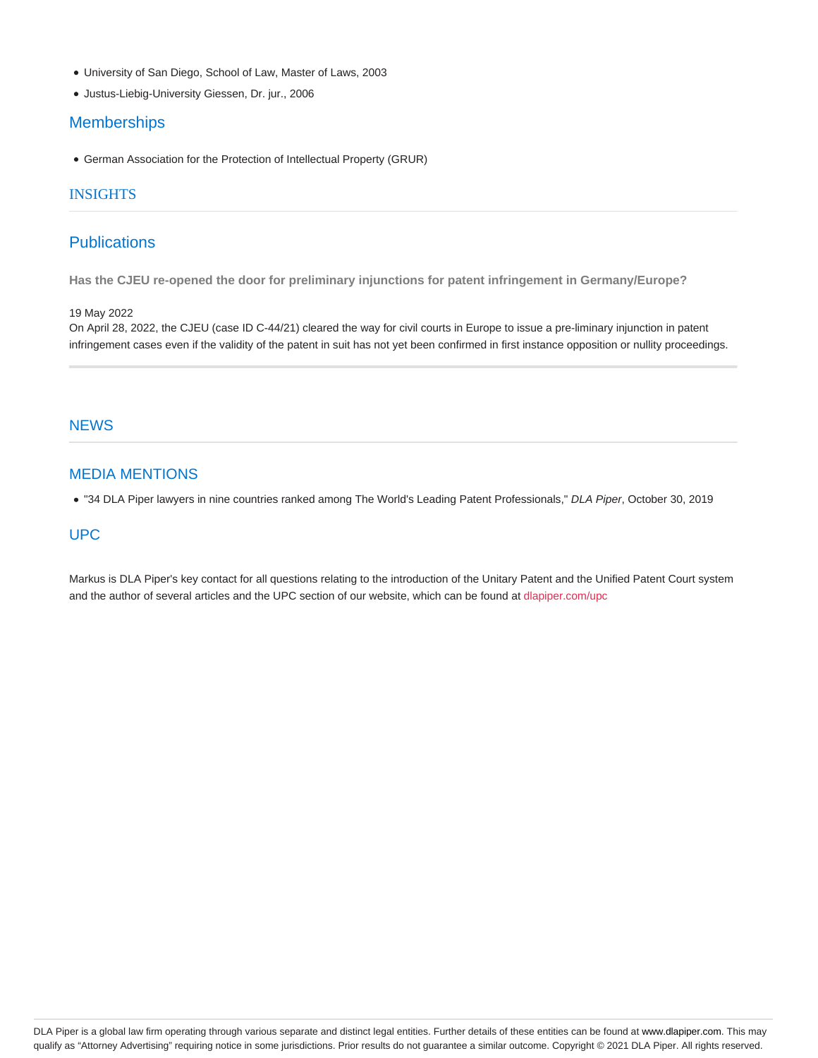- University of San Diego, School of Law, Master of Laws, 2003
- Justus-Liebig-University Giessen, Dr. jur., 2006

## Memberships

- German Association for the Protection of Intellectual Property (GRUR)

## INSIGHTS

## Publications

**Has the CJEU re-opened the door for preliminary injunctions for patent infringement in Germany/Europe?**

19 May 2022
On April 28, 2022, the CJEU (case ID C-44/21) cleared the way for civil courts in Europe to issue a pre-liminary injunction in patent infringement cases even if the validity of the patent in suit has not yet been confirmed in first instance opposition or nullity proceedings.

## NEWS

## MEDIA MENTIONS

- "34 DLA Piper lawyers in nine countries ranked among The World's Leading Patent Professionals," *DLA Piper*, October 30, 2019

## UPC

Markus is DLA Piper's key contact for all questions relating to the introduction of the Unitary Patent and the Unified Patent Court system and the author of several articles and the UPC section of our website, which can be found at dlapiper.com/upc

DLA Piper is a global law firm operating through various separate and distinct legal entities. Further details of these entities can be found at www.dlapiper.com. This may qualify as "Attorney Advertising" requiring notice in some jurisdictions. Prior results do not guarantee a similar outcome. Copyright © 2021 DLA Piper. All rights reserved.